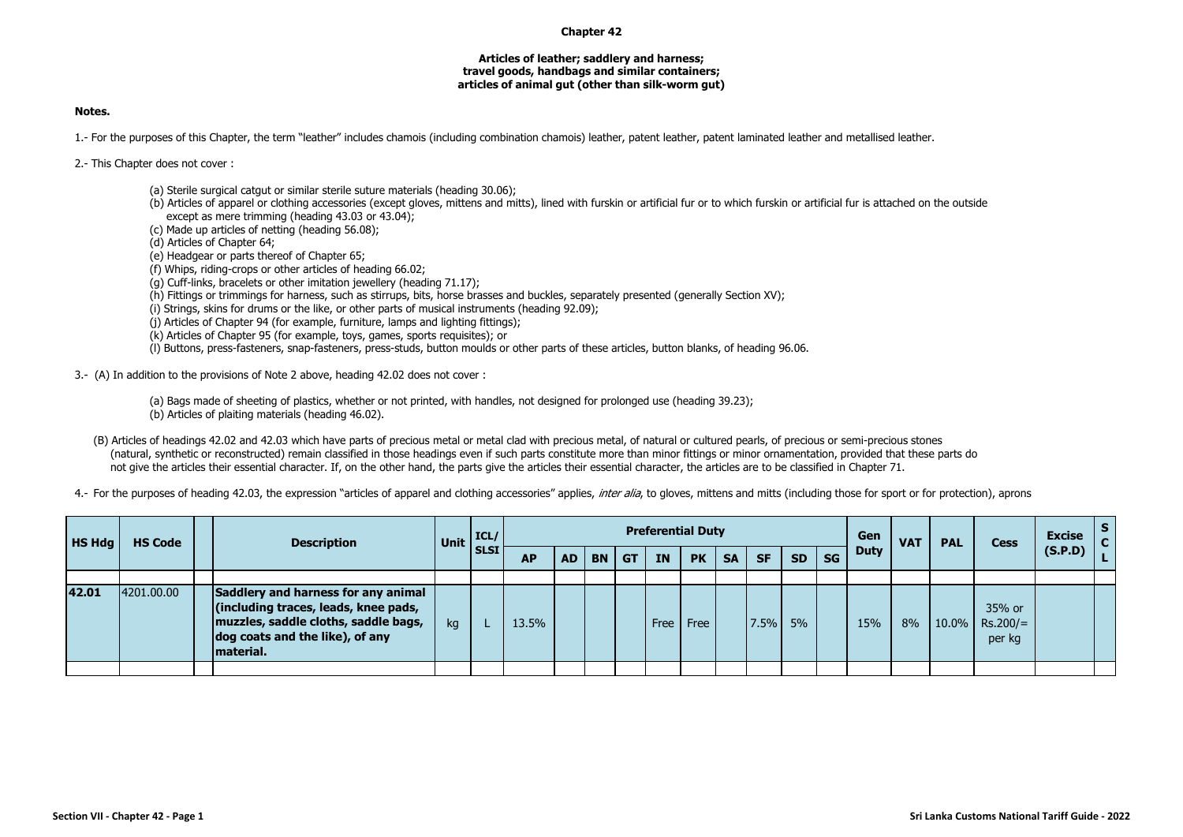## Chapter 42

### Articles of leather; saddlery and harness; travel goods, handbags and similar containers; articles of animal gut (other than silk-worm gut)

**Notes.**

1.- For the purposes of this Chapter, the term "leather" includes chamois (including combination chamois) leather, patent leather, patent laminated leather and metallised leather.

2.- This Chapter does not cover :

(a) Sterile surgical catgut or similar sterile suture materials (heading 30.06);
(b) Articles of apparel or clothing accessories (except gloves, mittens and mitts), lined with furskin or artificial fur or to which furskin or artificial fur is attached on the outside except as mere trimming (heading 43.03 or 43.04);
(c) Made up articles of netting (heading 56.08);
(d) Articles of Chapter 64;
(e) Headgear or parts thereof of Chapter 65;
(f) Whips, riding-crops or other articles of heading 66.02;
(g) Cuff-links, bracelets or other imitation jewellery (heading 71.17);
(h) Fittings or trimmings for harness, such as stirrups, bits, horse brasses and buckles, separately presented (generally Section XV);
(i) Strings, skins for drums or the like, or other parts of musical instruments (heading 92.09);
(j) Articles of Chapter 94 (for example, furniture, lamps and lighting fittings);
(k) Articles of Chapter 95 (for example, toys, games, sports requisites); or
(l) Buttons, press-fasteners, snap-fasteners, press-studs, button moulds or other parts of these articles, button blanks, of heading 96.06.

3.- (A) In addition to the provisions of Note 2 above, heading 42.02 does not cover :

(a) Bags made of sheeting of plastics, whether or not printed, with handles, not designed for prolonged use (heading 39.23);
(b) Articles of plaiting materials (heading 46.02).

(B) Articles of headings 42.02 and 42.03 which have parts of precious metal or metal clad with precious metal, of natural or cultured pearls, of precious or semi-precious stones (natural, synthetic or reconstructed) remain classified in those headings even if such parts constitute more than minor fittings or minor ornamentation, provided that these parts do not give the articles their essential character. If, on the other hand, the parts give the articles their essential character, the articles are to be classified in Chapter 71.

4.- For the purposes of heading 42.03, the expression "articles of apparel and clothing accessories" applies, *inter alia*, to gloves, mittens and mitts (including those for sport or for protection), aprons

| HS Hdg | HS Code | | Description | Unit | ICL/ SLSI | Preferential Duty | | | | | | | | | | Gen Duty | VAT | PAL | Cess | Excise (S.P.D) | SCL |
|---|---|---|---|---|---|---|---|---|---|---|---|---|---|---|---|---|---|---|---|---|---|
| | | | | | | AP | AD | BN | GT | IN | PK | SA | SF | SD | SG | | | | | | |
| | | | | | | | | | | | | | | | | | | | | | |
| **42.01** | 4201.00.00 | | **Saddlery and harness for any animal (including traces, leads, knee pads, muzzles, saddle cloths, saddle bags, dog coats and the like), of any material.** | kg | L | 13.5% | | | | Free | Free | | 7.5% | 5% | | 15% | 8% | 10.0% | 35% or Rs.200/= per kg | | |
| | | | | | | | | | | | | | | | | | | | | | |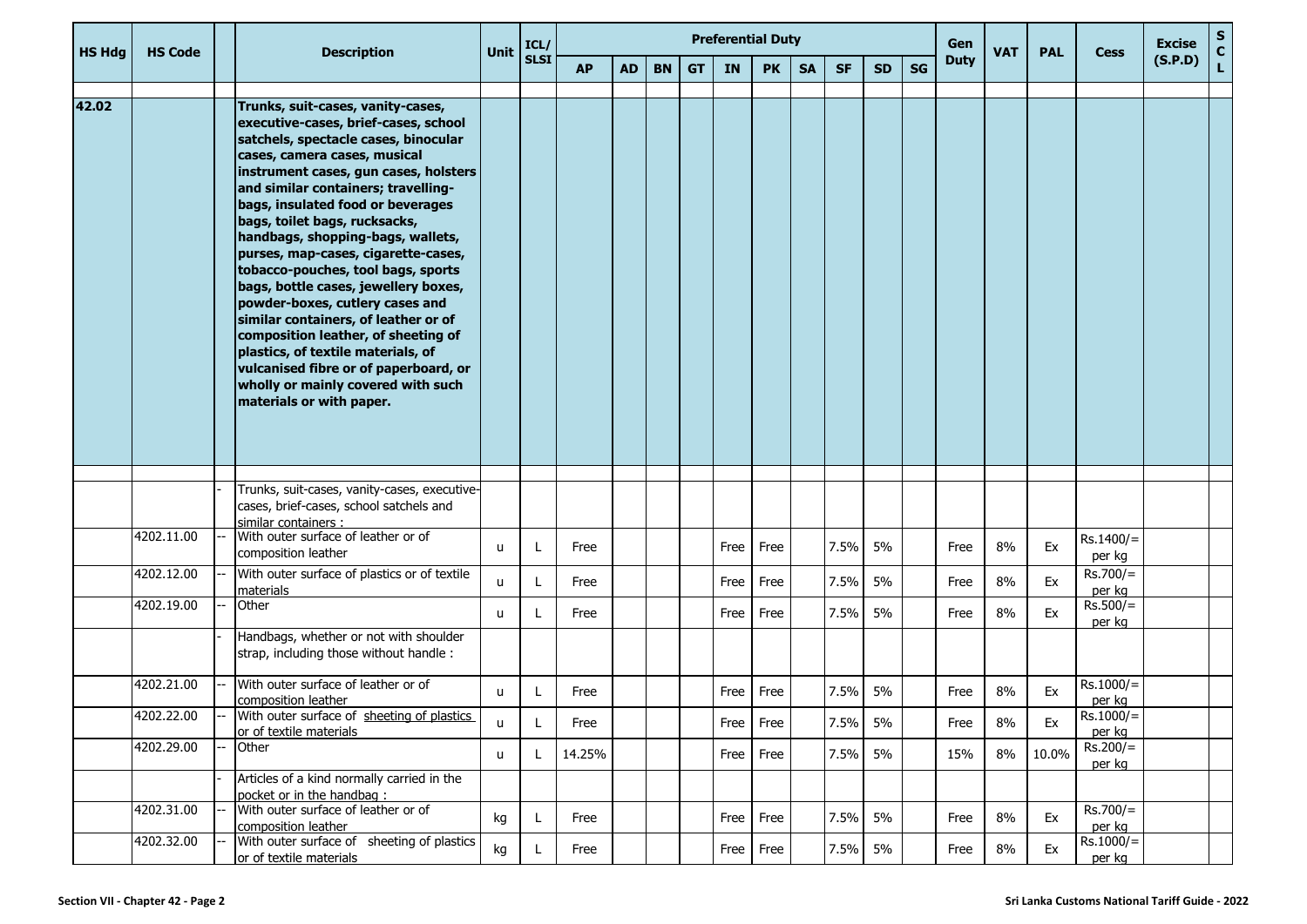| HS Hdg | HS Code | | Description | Unit | ICL/ SLSI | Preferential Duty | | | | | | | | | | Gen Duty | VAT | PAL | Cess | Excise (S.P.D) | SCL |
|---|---|---|---|---|---|---|---|---|---|---|---|---|---|---|---|---|---|---|---|---|---|
| | | | | | | AP | AD | BN | GT | IN | PK | SA | SF | SD | SG | | | | | | |
| 42.02 | | | **Trunks, suit-cases, vanity-cases, executive-cases, brief-cases, school satchels, spectacle cases, binocular cases, camera cases, musical instrument cases, gun cases, holsters and similar containers; travelling-bags, insulated food or beverages bags, toilet bags, rucksacks, handbags, shopping-bags, wallets, purses, map-cases, cigarette-cases, tobacco-pouches, tool bags, sports bags, bottle cases, jewellery boxes, powder-boxes, cutlery cases and similar containers, of leather or of composition leather, of sheeting of plastics, of textile materials, of vulcanised fibre or of paperboard, or wholly or mainly covered with such materials or with paper.** | | | | | | | | | | | | | | | | | | |
| | | - | Trunks, suit-cases, vanity-cases, executive-cases, brief-cases, school satchels and similar containers : | | | | | | | | | | | | | | | | | | |
| | 4202.11.00 | -- | With outer surface of leather or of composition leather | u | L | Free | | | | Free | Free | | 7.5% | 5% | | Free | 8% | Ex | Rs.1400/= per kg | | |
| | 4202.12.00 | -- | With outer surface of plastics or of textile materials | u | L | Free | | | | Free | Free | | 7.5% | 5% | | Free | 8% | Ex | Rs.700/= per kg | | |
| | 4202.19.00 | -- | Other | u | L | Free | | | | Free | Free | | 7.5% | 5% | | Free | 8% | Ex | Rs.500/= per kg | | |
| | | - | Handbags, whether or not with shoulder strap, including those without handle : | | | | | | | | | | | | | | | | | | |
| | 4202.21.00 | -- | With outer surface of leather or of composition leather | u | L | Free | | | | Free | Free | | 7.5% | 5% | | Free | 8% | Ex | Rs.1000/= per kg | | |
| | 4202.22.00 | -- | With outer surface of sheeting of plastics or of textile materials | u | L | Free | | | | Free | Free | | 7.5% | 5% | | Free | 8% | Ex | Rs.1000/= per kg | | |
| | 4202.29.00 | -- | Other | u | L | 14.25% | | | | Free | Free | | 7.5% | 5% | | 15% | 8% | 10.0% | Rs.200/= per kg | | |
| | | - | Articles of a kind normally carried in the pocket or in the handbag : | | | | | | | | | | | | | | | | | | |
| | 4202.31.00 | -- | With outer surface of leather or of composition leather | kg | L | Free | | | | Free | Free | | 7.5% | 5% | | Free | 8% | Ex | Rs.700/= per kg | | |
| | 4202.32.00 | -- | With outer surface of sheeting of plastics or of textile materials | kg | L | Free | | | | Free | Free | | 7.5% | 5% | | Free | 8% | Ex | Rs.1000/= per kg | | |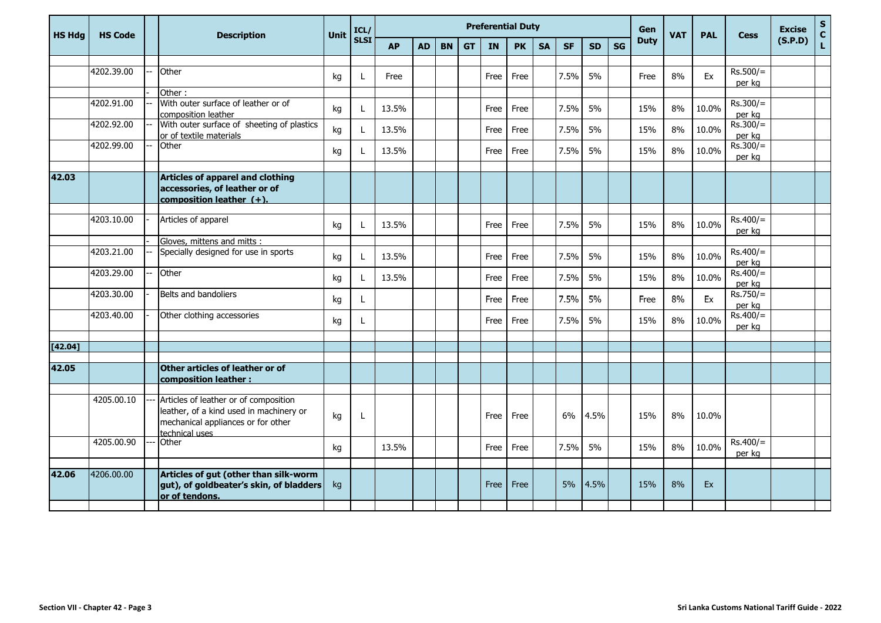| HS Hdg | HS Code | | Description | Unit | ICL/ SLSI | Preferential Duty | | | | | | | | | | Gen Duty | VAT | PAL | Cess | Excise (S.P.D) | S C L |
|---|---|---|---|---|---|---|---|---|---|---|---|---|---|---|---|---|---|---|---|---|---|
| | | | | | | AP | AD | BN | GT | IN | PK | SA | SF | SD | SG | | | | | | |
| | 4202.39.00 | -- | Other | kg | L | Free | | | | Free | Free | | 7.5% | 5% | | Free | 8% | Ex | Rs.500/= per kg | | |
| | | - | Other : | | | | | | | | | | | | | | | | | | |
| | 4202.91.00 | -- | With outer surface of leather or of composition leather | kg | L | 13.5% | | | | Free | Free | | 7.5% | 5% | | 15% | 8% | 10.0% | Rs.300/= per kg | | |
| | 4202.92.00 | -- | With outer surface of sheeting of plastics or of textile materials | kg | L | 13.5% | | | | Free | Free | | 7.5% | 5% | | 15% | 8% | 10.0% | Rs.300/= per kg | | |
| | 4202.99.00 | -- | Other | kg | L | 13.5% | | | | Free | Free | | 7.5% | 5% | | 15% | 8% | 10.0% | Rs.300/= per kg | | |
| **42.03** | | | **Articles of apparel and clothing accessories, of leather or of composition leather (+).** | | | | | | | | | | | | | | | | | | |
| | 4203.10.00 | - | Articles of apparel | kg | L | 13.5% | | | | Free | Free | | 7.5% | 5% | | 15% | 8% | 10.0% | Rs.400/= per kg | | |
| | | - | Gloves, mittens and mitts : | | | | | | | | | | | | | | | | | | |
| | 4203.21.00 | -- | Specially designed for use in sports | kg | L | 13.5% | | | | Free | Free | | 7.5% | 5% | | 15% | 8% | 10.0% | Rs.400/= per kg | | |
| | 4203.29.00 | -- | Other | kg | L | 13.5% | | | | Free | Free | | 7.5% | 5% | | 15% | 8% | 10.0% | Rs.400/= per kg | | |
| | 4203.30.00 | - | Belts and bandoliers | kg | L | | | | | Free | Free | | 7.5% | 5% | | Free | 8% | Ex | Rs.750/= per kg | | |
| | 4203.40.00 | - | Other clothing accessories | kg | L | | | | | Free | Free | | 7.5% | 5% | | 15% | 8% | 10.0% | Rs.400/= per kg | | |
| **[42.04]** | | | | | | | | | | | | | | | | | | | | | |
| **42.05** | | | **Other articles of leather or of composition leather :** | | | | | | | | | | | | | | | | | | |
| | 4205.00.10 | --- | Articles of leather or of composition leather, of a kind used in machinery or mechanical appliances or for other technical uses | kg | L | | | | | Free | Free | | 6% | 4.5% | | 15% | 8% | 10.0% | | | |
| | 4205.00.90 | --- | Other | kg | | 13.5% | | | | Free | Free | | 7.5% | 5% | | 15% | 8% | 10.0% | Rs.400/= per kg | | |
| **42.06** | 4206.00.00 | | **Articles of gut (other than silk-worm gut), of goldbeater's skin, of bladders or of tendons.** | kg | | | | | | Free | Free | | 5% | 4.5% | | 15% | 8% | Ex | | | |